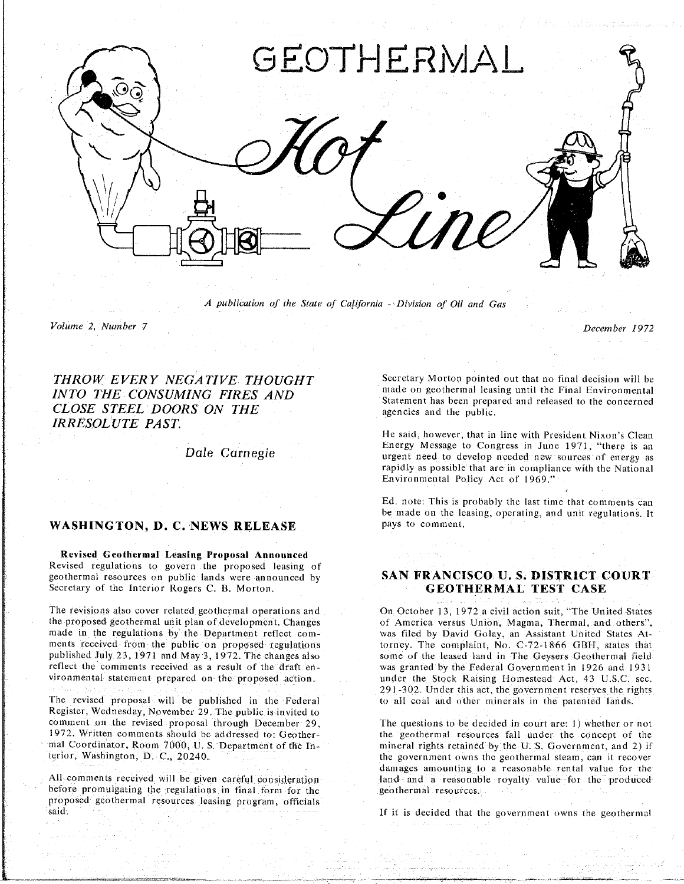# GEOTHERMAL Hot Line

*A publication of the State of California - Division of Oil and Gas*

*Volume 2, Number 7* — *December 1972*

*THROW EVERY NEGATIVE THOUGHT INTO THE CONSUMING FIRES AND CLOSE STEEL DOORS ON THE IRRESOLUTE PAST.*

*Dale Carnegie*

## WASHINGTON, D. C. NEWS RELEASE

**Revised Geothermal Leasing Proposal Announced**

Revised regulations to govern the proposed leasing of geothermal resources on public lands were announced by Secretary of the Interior Rogers C. B. Morton.

The revisions also cover related geothermal operations and the proposed geothermal unit plan of development. Changes made in the regulations by the Department reflect comments received from the public on proposed regulations published July 23, 1971 and May 3, 1972. The changes also reflect the comments received as a result of the draft environmental statement prepared on the proposed action.

The revised proposal will be published in the Federal Register, Wednesday, November 29. The public is invited to comment on the revised proposal through December 29, 1972. Written comments should be addressed to: Geothermal Coordinator, Room 7000, U. S. Department of the Interior, Washington, D. C., 20240.

All comments received will be given careful consideration before promulgating the regulations in final form for the proposed geothermal resources leasing program, officials said.

Secretary Morton pointed out that no final decision will be made on geothermal leasing until the Final Environmental Statement has been prepared and released to the concerned agencies and the public.

He said, however, that in line with President Nixon's Clean Energy Message to Congress in June 1971, "there is an urgent need to develop needed new sources of energy as rapidly as possible that are in compliance with the National Environmental Policy Act of 1969."

Ed. note: This is probably the last time that comments can be made on the leasing, operating, and unit regulations. It pays to comment.

## SAN FRANCISCO U. S. DISTRICT COURT GEOTHERMAL TEST CASE

On October 13, 1972 a civil action suit, "The United States of America versus Union, Magma, Thermal, and others", was filed by David Golay, an Assistant United States Attorney. The complaint, No. C-72-1866 GBH, states that some of the leased land in The Geysers Geothermal field was granted by the Federal Government in 1926 and 1931 under the Stock Raising Homestead Act, 43 U.S.C. sec. 291-302. Under this act, the government reserves the rights to all coal and other minerals in the patented lands.

The questions to be decided in court are: 1) whether or not the geothermal resources fall under the concept of the mineral rights retained by the U. S. Government, and 2) if the government owns the geothermal steam, can it recover damages amounting to a reasonable rental value for the land and a reasonable royalty value for the produced geothermal resources.

If it is decided that the government owns the geothermal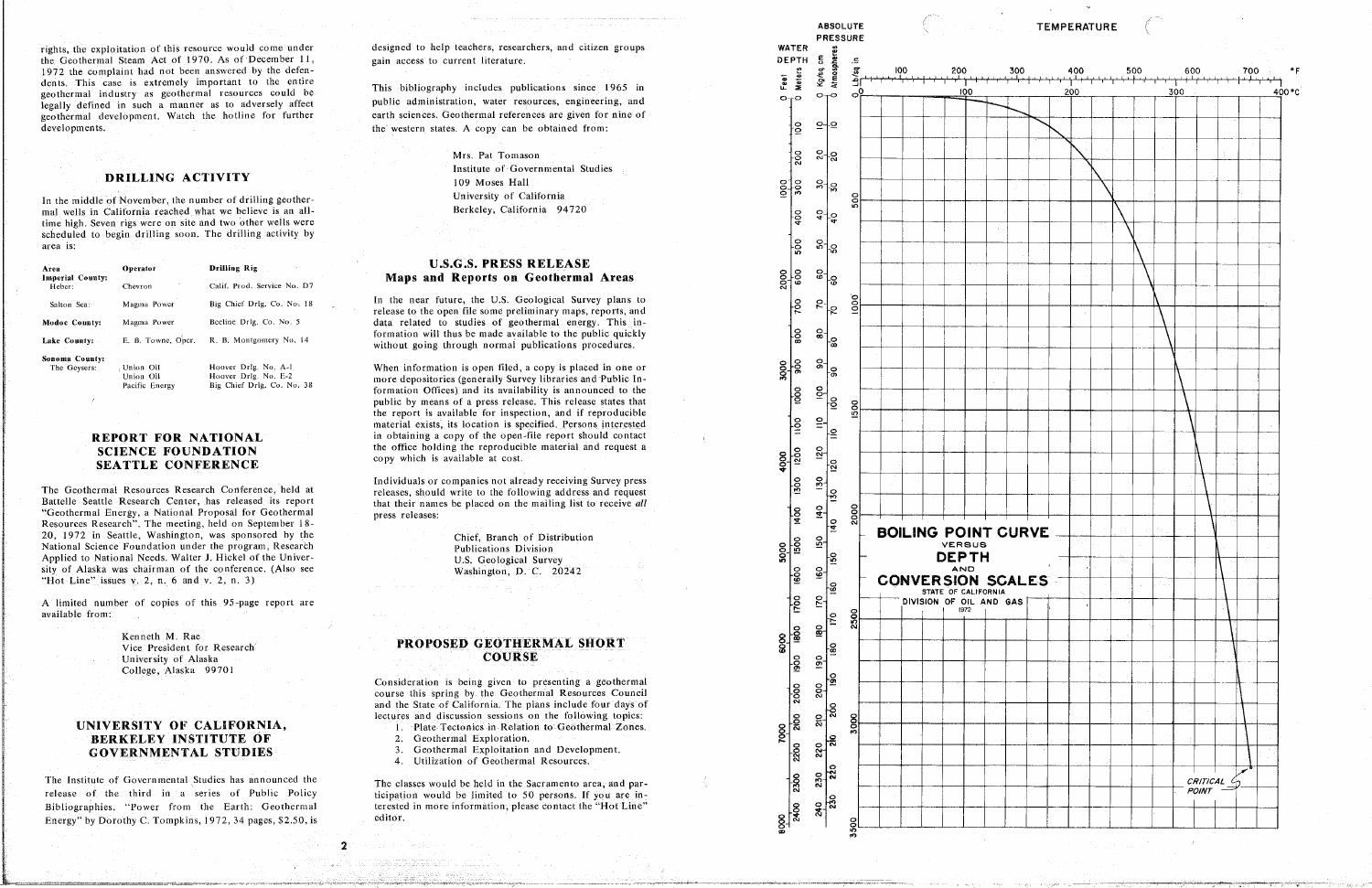rights, the exploitation of this resource would come under the Geothermal Steam Act of 1970. As of December 11, 1972 the complaint had not been answered by the defendants. This case is extremely important to the entire geothermal industry as geothermal resources could be legally defined in such a manner as to adversely affect geothermal development. Watch the hotline for further developments.

## DRILLING ACTIVITY

In the middle of November, the number of drilling geothermal wells in California reached what we believe is an all-time high. Seven rigs were on site and two other wells were scheduled to begin drilling soon. The drilling activity by area is:

| Area | Operator | Drilling Rig |
|---|---|---|
| **Imperial County:** | | |
| Heber: | Chevron | Calif. Prod. Service No. D7 |
| Salton Sea: | Magma Power | Big Chief Drlg. Co. No. 18 |
| **Modoc County:** | Magma Power | Beeline Drlg. Co. No. 5 |
| **Lake County:** | E. B. Towne, Oper. | R. B. Montgomery No. 14 |
| **Sonoma County:** | | |
| The Geysers: | Union Oil | Hoover Drlg. No. A-1 |
| | Union Oil | Hoover Drlg. No. E-2 |
| | Pacific Energy | Big Chief Drlg. Co. No. 38 |

## REPORT FOR NATIONAL SCIENCE FOUNDATION SEATTLE CONFERENCE

The Geothermal Resources Research Conference, held at Battelle Seattle Research Center, has released its report "Geothermal Energy, a National Proposal for Geothermal Resources Research". The meeting, held on September 18-20, 1972 in Seattle, Washington, was sponsored by the National Science Foundation under the program, Research Applied to National Needs. Walter J. Hickel of the University of Alaska was chairman of the conference. (Also see "Hot Line" issues v. 2, n. 6 and v. 2, n. 3)

A limited number of copies of this 95-page report are available from:

Kenneth M. Rae
Vice President for Research
University of Alaska
College, Alaska 99701

## UNIVERSITY OF CALIFORNIA, BERKELEY INSTITUTE OF GOVERNMENTAL STUDIES

The Institute of Governmental Studies has announced the release of the third in a series of Public Policy Bibliographies. "Power from the Earth: Geothermal Energy" by Dorothy C. Tompkins, 1972, 34 pages, $2.50, is designed to help teachers, researchers, and citizen groups gain access to current literature.

This bibliography includes publications since 1965 in public administration, water resources, engineering, and earth sciences. Geothermal references are given for nine of the western states. A copy can be obtained from:

Mrs. Pat Tomason
Institute of Governmental Studies
109 Moses Hall
University of California
Berkeley, California 94720

## U.S.G.S. PRESS RELEASE
## Maps and Reports on Geothermal Areas

In the near future, the U.S. Geological Survey plans to release to the open file some preliminary maps, reports, and data related to studies of geothermal energy. This information will thus be made available to the public quickly without going through normal publications procedures.

When information is open filed, a copy is placed in one or more depositories (generally Survey libraries and Public Information Offices) and its availability is announced to the public by means of a press release. This release states that the report is available for inspection, and if reproducible material exists, its location is specified. Persons interested in obtaining a copy of the open-file report should contact the office holding the reproducible material and request a copy which is available at cost.

Individuals or companies not already receiving Survey press releases, should write to the following address and request that their names be placed on the mailing list to receive *all* press releases:

Chief, Branch of Distribution
Publications Division
U.S. Geological Survey
Washington, D. C. 20242

## PROPOSED GEOTHERMAL SHORT COURSE

Consideration is being given to presenting a geothermal course this spring by the Geothermal Resources Council and the State of California. The plans include four days of lectures and discussion sessions on the following topics:

1. Plate Tectonics in Relation to Geothermal Zones.
2. Geothermal Exploration.
3. Geothermal Exploitation and Development.
4. Utilization of Geothermal Resources.

The classes would be held in the Sacramento area, and participation would be limited to 50 persons. If you are interested in more information, please contact the "Hot Line" editor.

**BOILING POINT CURVE VERSUS DEPTH AND CONVERSION SCALES**
STATE OF CALIFORNIA
DIVISION OF OIL AND GAS
1972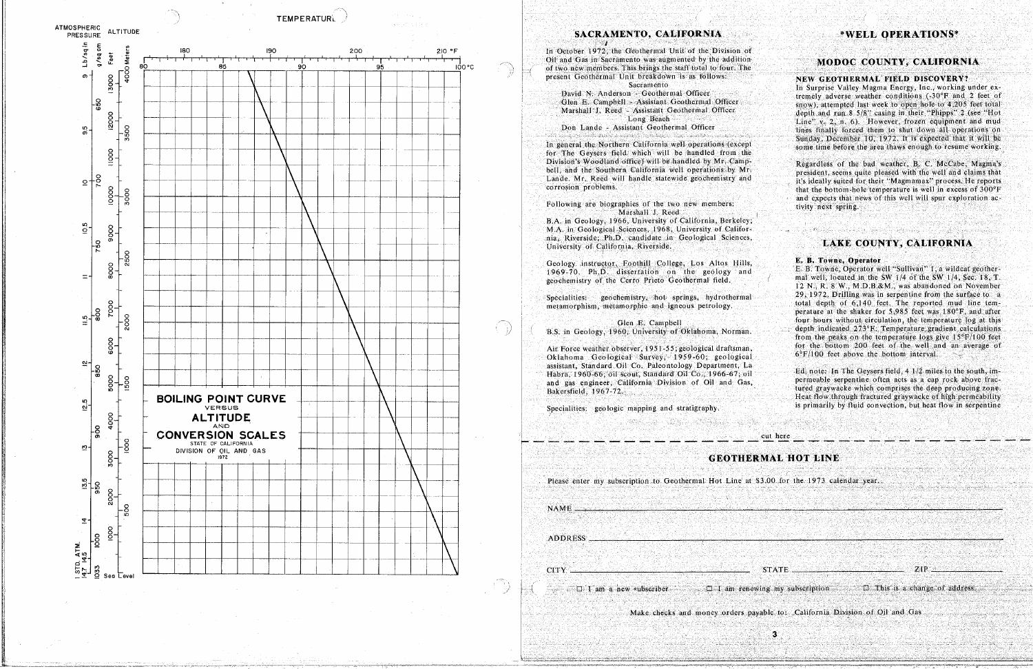TEMPERATURE

ATMOSPHERIC PRESSURE — ALTITUDE

**BOILING POINT CURVE**
VERSUS
**ALTITUDE**
AND
**CONVERSION SCALES**
STATE OF CALIFORNIA
DIVISION OF OIL AND GAS
1972

## SACRAMENTO, CALIFORNIA

In October 1972, the Geothermal Unit of the Division of Oil and Gas in Sacramento was augmented by the addition of two new members. This brings the staff total to four. The present Geothermal Unit breakdown is as follows:

Sacramento

David N. Anderson - Geothermal Officer
Glen E. Campbell - Assistant Geothermal Officer
Marshall J. Reed - Assistant Geothermal Officer

Long Beach

Don Lande - Assistant Geothermal Officer

In general the Northern California well operations (except for The Geysers field, which will be handled from the Division's Woodland office) will be handled by Mr. Campbell, and the Southern California well operations by Mr. Lande. Mr. Reed will handle statewide geochemistry and corrosion problems.

Following are biographies of the two new members:

Marshall J. Reed

B.A. in Geology, 1966, University of California, Berkeley; M.A. in Geological Sciences, 1968, University of California, Riverside; Ph.D. candidate in Geological Sciences, University of California, Riverside.

Geology instructor, Foothill College, Los Altos Hills, 1969-70. Ph.D. dissertation on the geology and geochemistry of the Cerro Prieto Geothermal field.

Specialities: geochemistry, hot springs, hydrothermal metamorphism, metamorphic and igneous petrology.

Glen E. Campbell

B.S. in Geology, 1960, University of Oklahoma, Norman.

Air Force weather observer, 1951-55; geological draftsman, Oklahoma Geological Survey, 1959-60; geological assistant, Standard Oil Co. Paleontology Department, La Habra, 1960-66; oil scout, Standard Oil Co., 1966-67; oil and gas engineer, California Division of Oil and Gas, Bakersfield, 1967-72.

Specialities: geologic mapping and stratigraphy.

## *WELL OPERATIONS*

### MODOC COUNTY, CALIFORNIA

**NEW GEOTHERMAL FIELD DISCOVERY?**

In Surprise Valley Magma Energy, Inc., working under extremely adverse weather conditions (-30°F and 2 feet of snow), attempted last week to open hole to 4,205 feet total depth and run 8 5/8" casing in their "Phipps" 2 (see "Hot Line" v. 2, n. 6). However, frozen equipment and mud lines finally forced them to shut down all operations on Sunday, December 10, 1972. It is expected that it will be some time before the area thaws enough to resume working.

Regardless of the bad weather, B. C. McCabe, Magma's president, seems quite pleased with the well and claims that it's ideally suited for their "Magmamax" process. He reports that the bottom-hole temperature is well in excess of 300°F and expects that news of this well will spur exploration activity next spring.

### LAKE COUNTY, CALIFORNIA

**E. B. Towne, Operator**

E. B. Towne, Operator well "Sullivan" 1, a wildcat geothermal well, located in the SW 1/4 of the SW 1/4, Sec. 18, T. 12 N., R. 8 W., M.D.B.&M., was abandoned on November 29, 1972. Drilling was in progress from the surface to a total depth of 6,140 feet. The reported mud line temperature at the shaker for 5,985 feet was 180°F, and after four hours without circulation, the temperature log at this depth indicated 273°F. Temperature gradient calculations from the peaks on the temperature logs give 15°F/100 feet for the bottom 200 feet of the well and an average of 6°F/100 feet above the bottom interval.

Ed. note: In The Geysers field, 4 1/2 miles to the south, impermeable serpentine often acts as a cap rock above fractured graywacke which comprises the deep producing zone. Heat flow through fractured graywacke of high permeability is primarily by fluid convection, but heat flow in serpentine

---

cut here

## GEOTHERMAL HOT LINE

Please enter my subscription to Geothermal Hot Line at $3.00 for the 1973 calendar year.

NAME \_\_\_\_\_\_\_\_\_\_\_\_\_\_\_\_\_\_\_\_\_\_\_\_\_\_\_\_\_\_\_\_

ADDRESS \_\_\_\_\_\_\_\_\_\_\_\_\_\_\_\_\_\_\_\_\_\_\_\_\_\_\_\_\_\_\_\_

CITY \_\_\_\_\_\_\_\_\_\_\_\_\_\_ STATE \_\_\_\_\_\_\_\_\_\_\_\_\_\_ ZIP \_\_\_\_\_\_\_\_

☐ I am a new subscriber ☐ I am renewing my subscription ☐ This is a change of address

Make checks and money orders payable to: California Division of Oil and Gas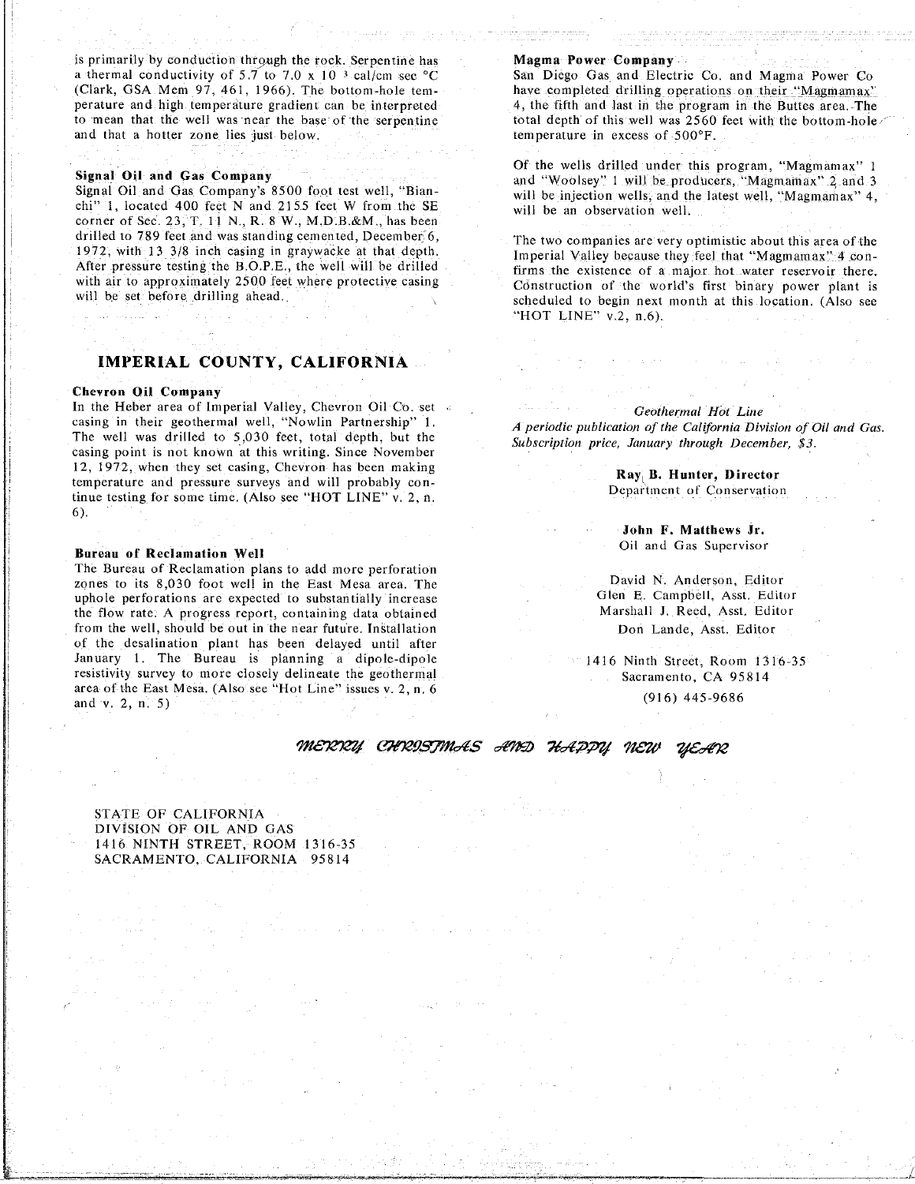is primarily by conduction through the rock. Serpentine has a thermal conductivity of 5.7 to 7.0 x $10^{-3}$ cal/cm sec °C (Clark, GSA Mem 97, 461, 1966). The bottom-hole temperature and high temperature gradient can be interpreted to mean that the well was near the base of the serpentine and that a hotter zone lies just below.

**Signal Oil and Gas Company**

Signal Oil and Gas Company's 8500 foot test well, "Bianchi" 1, located 400 feet N and 2155 feet W from the SE corner of Sec. 23, T. 11 N., R. 8 W., M.D.B.&M., has been drilled to 789 feet and was standing cemented, December 6, 1972, with 13 3/8 inch casing in graywacke at that depth. After pressure testing the B.O.P.E., the well will be drilled with air to approximately 2500 feet where protective casing will be set before drilling ahead.

## IMPERIAL COUNTY, CALIFORNIA

**Chevron Oil Company**

In the Heber area of Imperial Valley, Chevron Oil Co. set casing in their geothermal well, "Nowlin Partnership" 1. The well was drilled to 5,030 feet, total depth, but the casing point is not known at this writing. Since November 12, 1972, when they set casing, Chevron has been making temperature and pressure surveys and will probably continue testing for some time. (Also see "HOT LINE" v. 2, n. 6).

**Bureau of Reclamation Well**

The Bureau of Reclamation plans to add more perforation zones to its 8,030 foot well in the East Mesa area. The uphole perforations are expected to substantially increase the flow rate. A progress report, containing data obtained from the well, should be out in the near future. Installation of the desalination plant has been delayed until after January 1. The Bureau is planning a dipole-dipole resistivity survey to more closely delineate the geothermal area of the East Mesa. (Also see "Hot Line" issues v. 2, n. 6 and v. 2, n. 5)

**Magma Power Company**

San Diego Gas and Electric Co. and Magma Power Co have completed drilling operations on their "Magmamax" 4, the fifth and last in the program in the Buttes area. The total depth of this well was 2560 feet with the bottom-hole temperature in excess of 500°F.

Of the wells drilled under this program, "Magmamax" 1 and "Woolsey" 1 will be producers, "Magmamax" 2 and 3 will be injection wells, and the latest well, "Magmamax" 4, will be an observation well.

The two companies are very optimistic about this area of the Imperial Valley because they feel that "Magmamax" 4 confirms the existence of a major hot water reservoir there. Construction of the world's first binary power plant is scheduled to begin next month at this location. (Also see "HOT LINE" v.2, n.6).

*Geothermal Hot Line*
*A periodic publication of the California Division of Oil and Gas.*
*Subscription price, January through December, $3.*

**Ray B. Hunter, Director**
Department of Conservation

**John F. Matthews Jr.**
Oil and Gas Supervisor

David N. Anderson, Editor
Glen E. Campbell, Asst. Editor
Marshall J. Reed, Asst. Editor
Don Lande, Asst. Editor

1416 Ninth Street, Room 1316-35
Sacramento, CA 95814
(916) 445-9686

*MERRY CHRISTMAS AND HAPPY NEW YEAR*

STATE OF CALIFORNIA
DIVISION OF OIL AND GAS
1416 NINTH STREET, ROOM 1316-35
SACRAMENTO, CALIFORNIA 95814